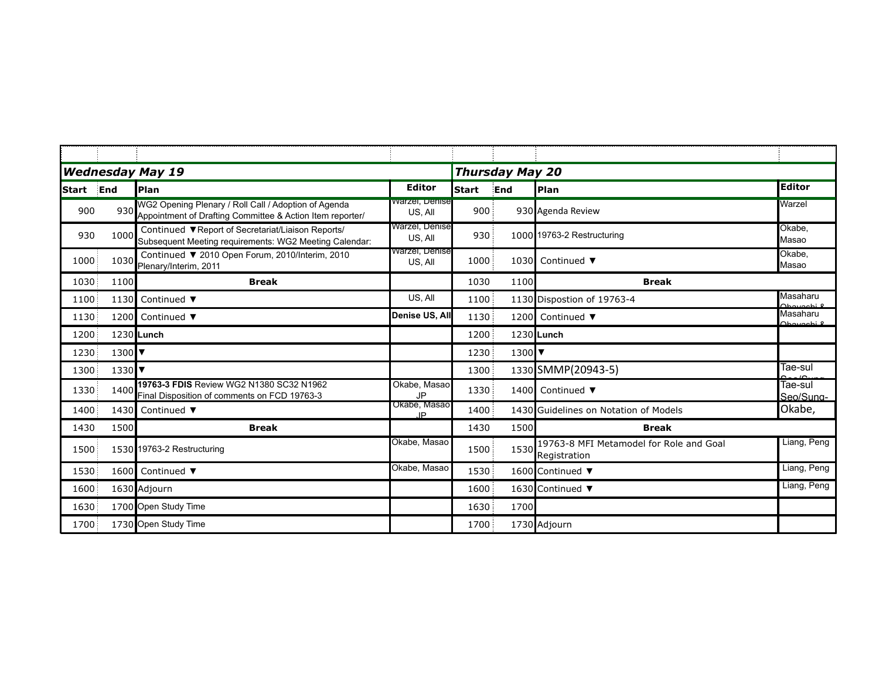| Wednesday May 19 | | | | Thursday May 20 | | | |
|---|---|---|---|---|---|---|---|
| Start | End | Plan | Editor | Start | End | Plan | Editor |
| 900 | 930 | WG2 Opening Plenary / Roll Call / Adoption of Agenda Appointment of Drafting Committee & Action Item reporter/ | Warzel, Denise US, All | 900 | 930 | Agenda Review | Warzel |
| 930 | 1000 | Continued ▼Report of Secretariat/Liaison Reports/ Subsequent Meeting requirements: WG2 Meeting Calendar: | Warzel, Denise US, All | 930 | 1000 | 19763-2 Restructuring | Okabe, Masao |
| 1000 | 1030 | Continued ▼ 2010 Open Forum, 2010/Interim, 2010 Plenary/Interim, 2011 | Warzel, Denise US, All | 1000 | 1030 | Continued ▼ | Okabe, Masao |
| 1030 | 1100 | **Break** | | 1030 | 1100 | **Break** | |
| 1100 | 1130 | Continued ▼ | US, All | 1100 | 1130 | Dispostion of 19763-4 | Masaharu Obayashi & |
| 1130 | 1200 | Continued ▼ | **Denise US, All** | 1130 | 1200 | Continued ▼ | Masaharu Obayashi & |
| 1200 | 1230 | **Lunch** | | 1200 | 1230 | **Lunch** | |
| 1230 | 1300 | ▼ | | 1230 | 1300 | ▼ | |
| 1300 | 1330 | ▼ | | 1300 | 1330 | SMMP(20943-5) | Tae-sul Seo/Sung- |
| 1330 | 1400 | **19763-3 FDIS** Review WG2 N1380 SC32 N1962 Final Disposition of comments on FCD 19763-3 | Okabe, Masao JP | 1330 | 1400 | Continued ▼ | Tae-sul Seo/Sung- |
| 1400 | 1430 | Continued ▼ | Okabe, Masao JP | 1400 | 1430 | Guidelines on Notation of Models | Okabe, |
| 1430 | 1500 | **Break** | | 1430 | 1500 | **Break** | |
| 1500 | 1530 | 19763-2 Restructuring | Okabe, Masao | 1500 | 1530 | 19763-8 MFI Metamodel for Role and Goal Registration | Liang, Peng |
| 1530 | 1600 | Continued ▼ | Okabe, Masao | 1530 | 1600 | Continued ▼ | Liang, Peng |
| 1600 | 1630 | Adjourn | | 1600 | 1630 | Continued ▼ | Liang, Peng |
| 1630 | 1700 | Open Study Time | | 1630 | 1700 | | |
| 1700 | 1730 | Open Study Time | | 1700 | 1730 | Adjourn | |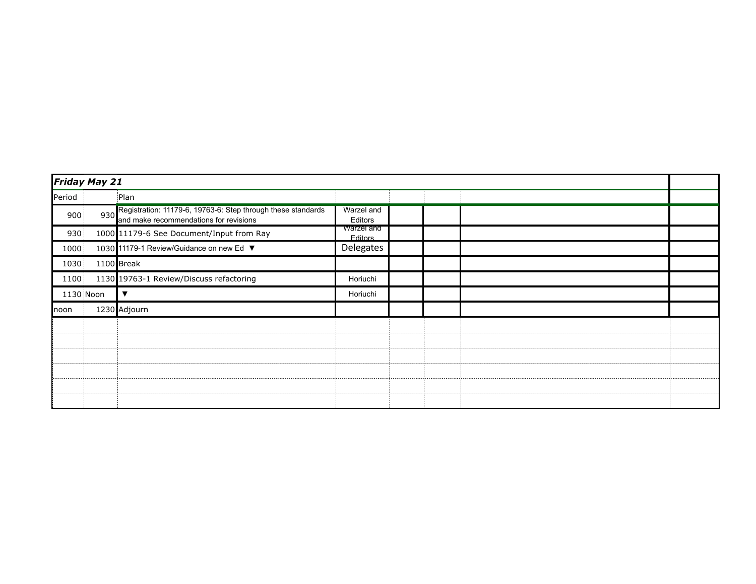| *Friday May 21* | | | | | | | |
|---|---|---|---|---|---|---|---|
| Period | | Plan | | | | | |
| 900 | 930 | Registration: 11179-6, 19763-6: Step through these standards and make recommendations for revisions | Warzel and Editors | | | | |
| 930 | 1000 | 11179-6 See Document/Input from Ray | Warzel and Editors | | | | |
| 1000 | 1030 | 11179-1 Review/Guidance on new Ed ▼ | Delegates | | | | |
| 1030 | 1100 | Break | | | | | |
| 1100 | 1130 | 19763-1 Review/Discuss refactoring | Horiuchi | | | | |
| 1130 | Noon | ▼ | Horiuchi | | | | |
| noon | 1230 | Adjourn | | | | | |
| | | | | | | | |
| | | | | | | | |
| | | | | | | | |
| | | | | | | | |
| | | | | | | | |
| | | | | | | | |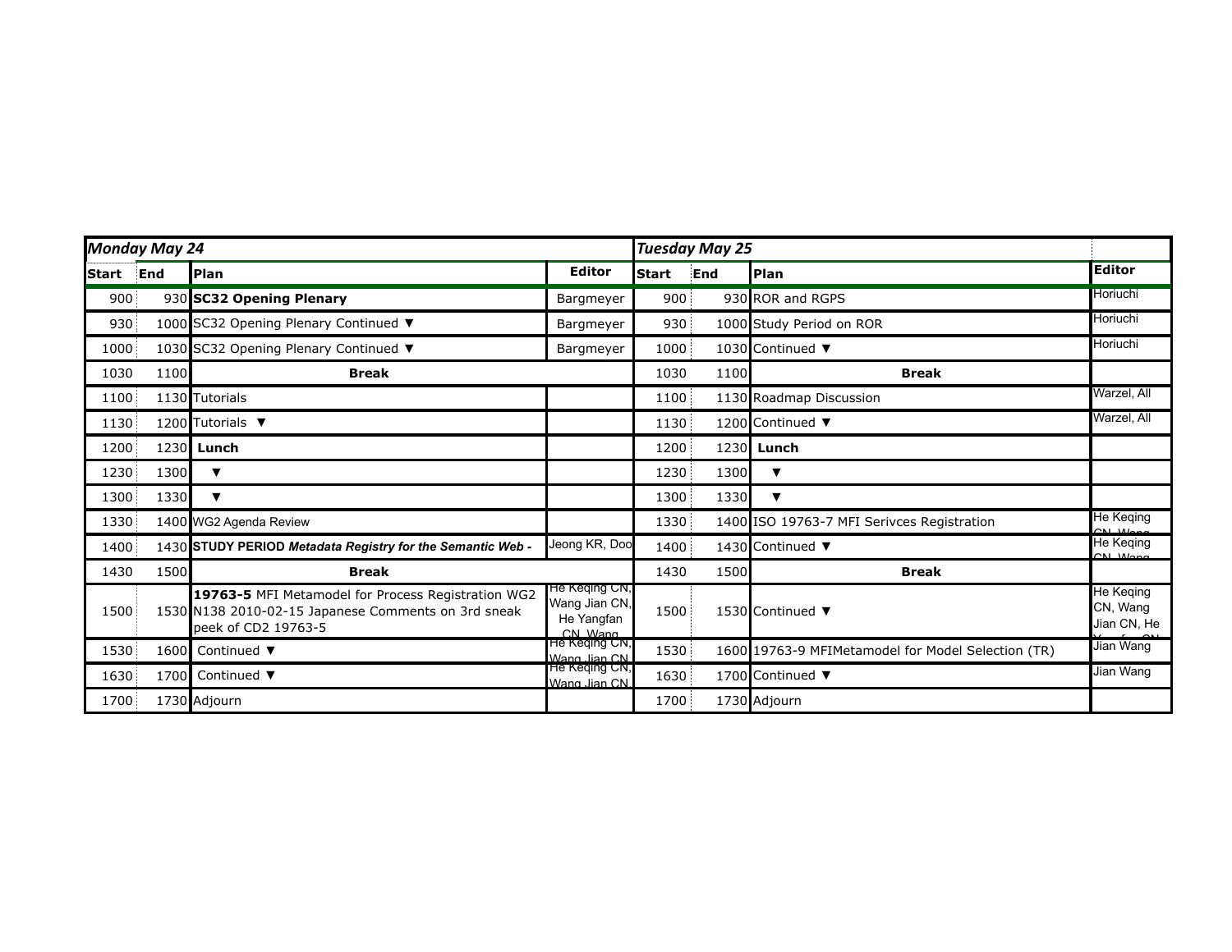| *Monday May 24* | | | | *Tuesday May 25* | | | |
|---|---|---|---|---|---|---|---|
| **Start** | **End** | **Plan** | **Editor** | **Start** | **End** | **Plan** | **Editor** |
| 900 | 930 | **SC32 Opening Plenary** | Bargmeyer | 900 | 930 | ROR and RGPS | Horiuchi |
| 930 | 1000 | SC32 Opening Plenary Continued ▼ | Bargmeyer | 930 | 1000 | Study Period on ROR | Horiuchi |
| 1000 | 1030 | SC32 Opening Plenary Continued ▼ | Bargmeyer | 1000 | 1030 | Continued ▼ | Horiuchi |
| 1030 | 1100 | **Break** | | 1030 | 1100 | **Break** | |
| 1100 | 1130 | Tutorials | | 1100 | 1130 | Roadmap Discussion | Warzel, All |
| 1130 | 1200 | Tutorials ▼ | | 1130 | 1200 | Continued ▼ | Warzel, All |
| 1200 | 1230 | **Lunch** | | 1200 | 1230 | **Lunch** | |
| 1230 | 1300 | ▼ | | 1230 | 1300 | ▼ | |
| 1300 | 1330 | ▼ | | 1300 | 1330 | ▼ | |
| 1330 | 1400 | WG2 Agenda Review | | 1330 | 1400 | ISO 19763-7 MFI Serivces Registration | He Keqing CN, Wang |
| 1400 | 1430 | **STUDY PERIOD *Metadata Registry for the Semantic Web -*** | Jeong KR, Doo | 1400 | 1430 | Continued ▼ | He Keqing CN, Wang |
| 1430 | 1500 | **Break** | | 1430 | 1500 | **Break** | |
| 1500 | 1530 | **19763-5** MFI Metamodel for Process Registration WG2 N138 2010-02-15 Japanese Comments on 3rd sneak peek of CD2 19763-5 | He Keqing CN, Wang Jian CN, He Yangfan CN, Wang | 1500 | 1530 | Continued ▼ | He Keqing CN, Wang Jian CN, He Yangfan CN |
| 1530 | 1600 | Continued ▼ | He Keqing CN, Wang Jian CN | 1530 | 1600 | 19763-9 MFIMetamodel for Model Selection (TR) | Jian Wang |
| 1630 | 1700 | Continued ▼ | He Keqing CN, Wang Jian CN | 1630 | 1700 | Continued ▼ | Jian Wang |
| 1700 | 1730 | Adjourn | | 1700 | 1730 | Adjourn | |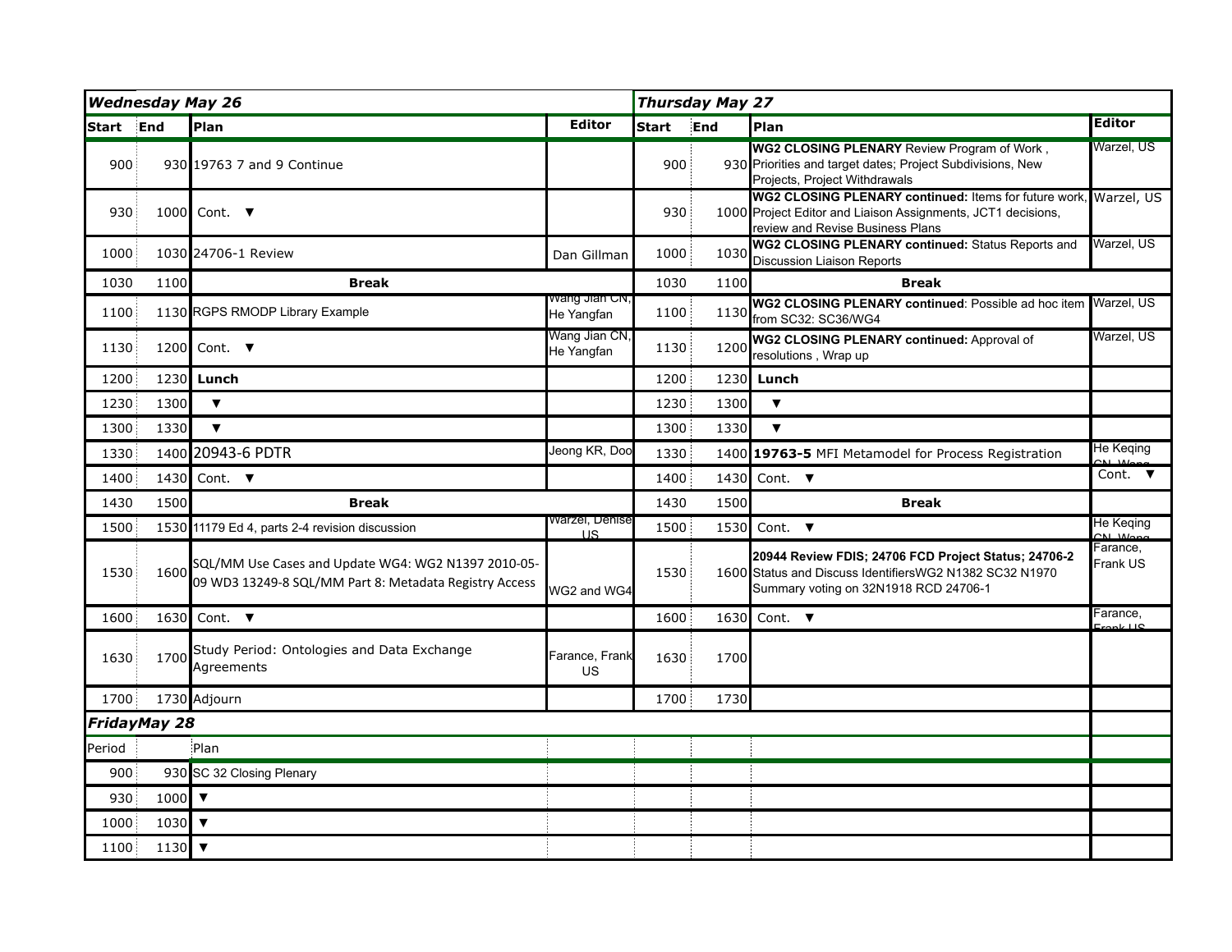| ***Wednesday May 26*** | | | | ***Thursday May 27*** | | | |
|---|---|---|---|---|---|---|---|
| **Start** | **End** | **Plan** | **Editor** | **Start** | **End** | **Plan** | **Editor** |
| 900 | 930 | 19763 7 and 9 Continue | | 900 | 930 | **WG2 CLOSING PLENARY** Review Program of Work , Priorities and target dates; Project Subdivisions, New Projects, Project Withdrawals | Warzel, US |
| 930 | 1000 | Cont. ▼ | | 930 | 1000 | **WG2 CLOSING PLENARY continued:** Items for future work, Project Editor and Liaison Assignments, JCT1 decisions, review and Revise Business Plans | Warzel, US |
| 1000 | 1030 | 24706-1 Review | Dan Gillman | 1000 | 1030 | **WG2 CLOSING PLENARY continued:** Status Reports and Discussion Liaison Reports | Warzel, US |
| 1030 | 1100 | **Break** | | 1030 | 1100 | **Break** | |
| 1100 | 1130 | RGPS RMODP Library Example | Wang Jian CN, He Yangfan | 1100 | 1130 | **WG2 CLOSING PLENARY continued**: Possible ad hoc item from SC32: SC36/WG4 | Warzel, US |
| 1130 | 1200 | Cont. ▼ | Wang Jian CN, He Yangfan | 1130 | 1200 | **WG2 CLOSING PLENARY continued:** Approval of resolutions , Wrap up | Warzel, US |
| 1200 | 1230 | **Lunch** | | 1200 | 1230 | **Lunch** | |
| 1230 | 1300 | ▼ | | 1230 | 1300 | ▼ | |
| 1300 | 1330 | ▼ | | 1300 | 1330 | ▼ | |
| 1330 | 1400 | 20943-6 PDTR | Jeong KR, Doo | 1330 | 1400 | **19763-5** MFI Metamodel for Process Registration | He Keqing CN, Wang |
| 1400 | 1430 | Cont. ▼ | | 1400 | 1430 | Cont. ▼ | Cont. ▼ |
| 1430 | 1500 | **Break** | | 1430 | 1500 | **Break** | |
| 1500 | 1530 | 11179 Ed 4, parts 2-4 revision discussion | Warzel, Denise US | 1500 | 1530 | Cont. ▼ | He Keqing CN, Wang |
| 1530 | 1600 | SQL/MM Use Cases and Update WG4: WG2 N1397 2010-05-09 WD3 13249-8 SQL/MM Part 8: Metadata Registry Access | WG2 and WG4 | 1530 | 1600 | **20944 Review FDIS; 24706 FCD Project Status; 24706-2** Status and Discuss IdentifiersWG2 N1382 SC32 N1970 Summary voting on 32N1918 RCD 24706-1 | Farance, Frank US |
| 1600 | 1630 | Cont. ▼ | | 1600 | 1630 | Cont. ▼ | Farance, Frank US |
| 1630 | 1700 | Study Period: Ontologies and Data Exchange Agreements | Farance, Frank US | 1630 | 1700 | | |
| 1700 | 1730 | Adjourn | | 1700 | 1730 | | |
| ***FridayMay 28*** | | | | | | | |
| Period | | Plan | | | | | |
| 900 | 930 | SC 32 Closing Plenary | | | | | |
| 930 | 1000 | ▼ | | | | | |
| 1000 | 1030 | ▼ | | | | | |
| 1100 | 1130 | ▼ | | | | | |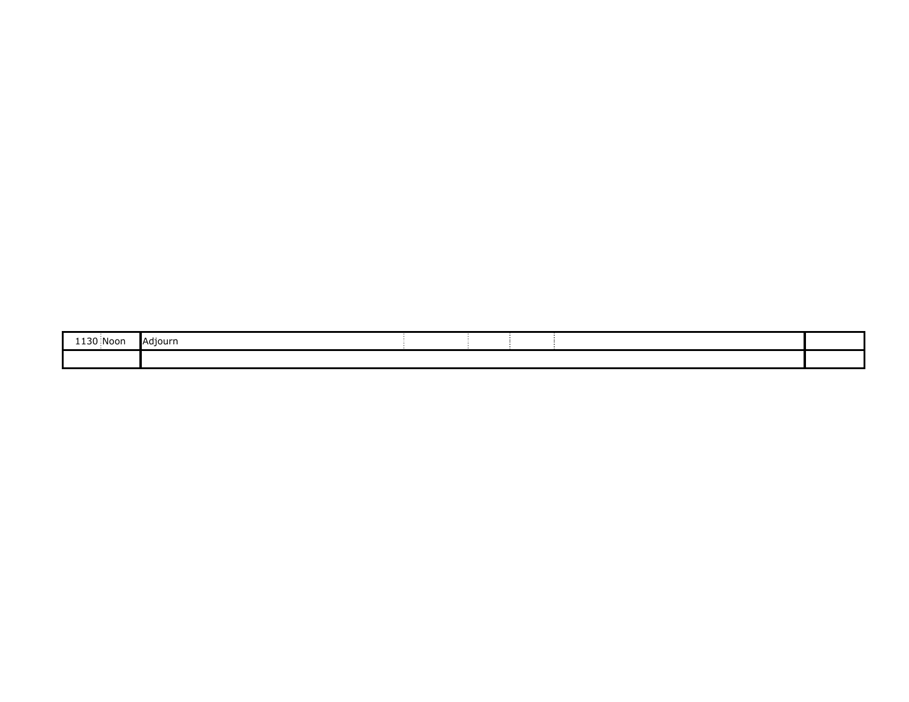| | | | | | | | |
|---|---|---|---|---|---|---|---|
| 1130 | Noon | Adjourn | | | | | |
| | | | | | | | |